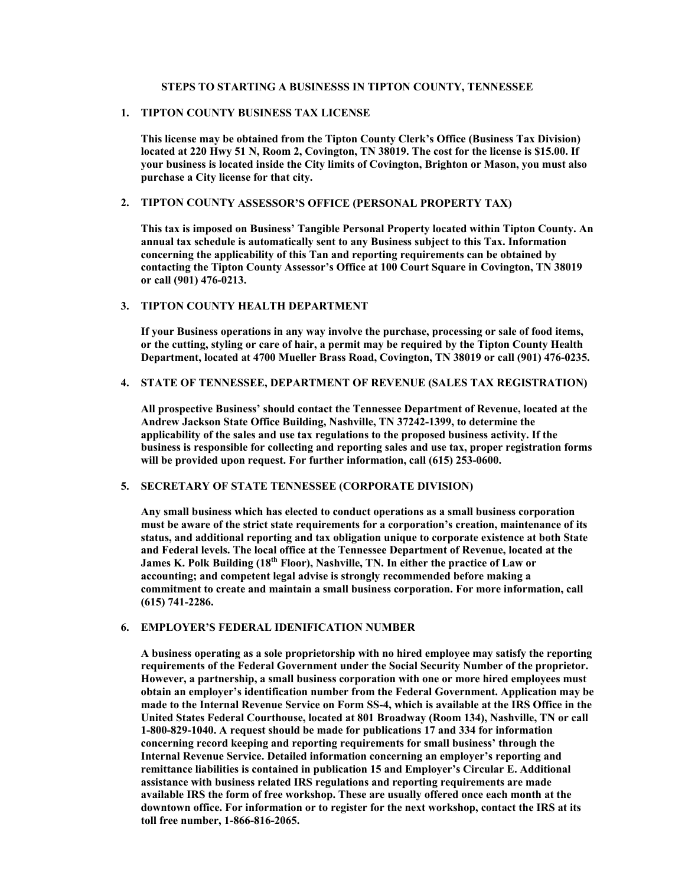# STEPS TO STARTING A BUSINESSS IN TIPTON COUNTY, TENNESSEE

## 1. TIPTON COUNTY BUSINESS TAX LICENSE

**This license may be obtained from the Tipton County Clerk's Office (Business Tax Division) located at 220 Hwy 51 N, Room 2, Covington, TN 38019. The cost for the license is $15.00. If your business is located inside the City limits of Covington, Brighton or Mason, you must also purchase a City license for that city.**

## 2. TIPTON COUNTY ASSESSOR'S OFFICE (PERSONAL PROPERTY TAX)

**This tax is imposed on Business' Tangible Personal Property located within Tipton County. An annual tax schedule is automatically sent to any Business subject to this Tax. Information concerning the applicability of this Tan and reporting requirements can be obtained by contacting the Tipton County Assessor's Office at 100 Court Square in Covington, TN 38019 or call (901) 476-0213.**

## 3. TIPTON COUNTY HEALTH DEPARTMENT

**If your Business operations in any way involve the purchase, processing or sale of food items, or the cutting, styling or care of hair, a permit may be required by the Tipton County Health Department, located at 4700 Mueller Brass Road, Covington, TN 38019 or call (901) 476-0235.**

## 4. STATE OF TENNESSEE, DEPARTMENT OF REVENUE (SALES TAX REGISTRATION)

**All prospective Business' should contact the Tennessee Department of Revenue, located at the Andrew Jackson State Office Building, Nashville, TN 37242-1399, to determine the applicability of the sales and use tax regulations to the proposed business activity. If the business is responsible for collecting and reporting sales and use tax, proper registration forms will be provided upon request. For further information, call (615) 253-0600.**

## 5. SECRETARY OF STATE TENNESSEE (CORPORATE DIVISION)

**Any small business which has elected to conduct operations as a small business corporation must be aware of the strict state requirements for a corporation's creation, maintenance of its status, and additional reporting and tax obligation unique to corporate existence at both State and Federal levels. The local office at the Tennessee Department of Revenue, located at the James K. Polk Building (18th Floor), Nashville, TN. In either the practice of Law or accounting; and competent legal advise is strongly recommended before making a commitment to create and maintain a small business corporation. For more information, call (615) 741-2286.**

## 6. EMPLOYER'S FEDERAL IDENIFICATION NUMBER

**A business operating as a sole proprietorship with no hired employee may satisfy the reporting requirements of the Federal Government under the Social Security Number of the proprietor. However, a partnership, a small business corporation with one or more hired employees must obtain an employer's identification number from the Federal Government. Application may be made to the Internal Revenue Service on Form SS-4, which is available at the IRS Office in the United States Federal Courthouse, located at 801 Broadway (Room 134), Nashville, TN or call 1-800-829-1040. A request should be made for publications 17 and 334 for information concerning record keeping and reporting requirements for small business' through the Internal Revenue Service. Detailed information concerning an employer's reporting and remittance liabilities is contained in publication 15 and Employer's Circular E. Additional assistance with business related IRS regulations and reporting requirements are made available IRS the form of free workshop. These are usually offered once each month at the downtown office. For information or to register for the next workshop, contact the IRS at its toll free number, 1-866-816-2065.**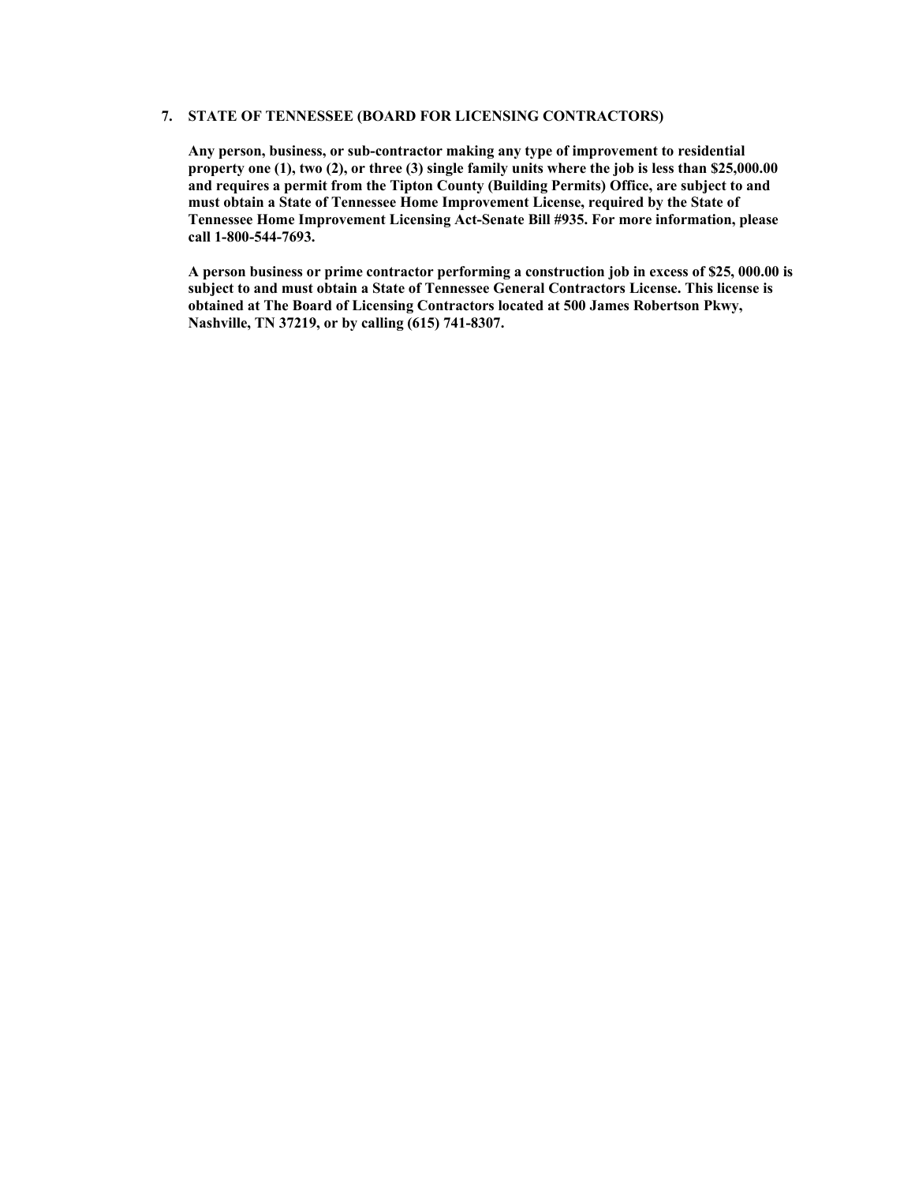## 7. STATE OF TENNESSEE (BOARD FOR LICENSING CONTRACTORS)

**Any person, business, or sub-contractor making any type of improvement to residential property one (1), two (2), or three (3) single family units where the job is less than $25,000.00 and requires a permit from the Tipton County (Building Permits) Office, are subject to and must obtain a State of Tennessee Home Improvement License, required by the State of Tennessee Home Improvement Licensing Act-Senate Bill #935. For more information, please call 1-800-544-7693.**

**A person business or prime contractor performing a construction job in excess of $25, 000.00 is subject to and must obtain a State of Tennessee General Contractors License. This license is obtained at The Board of Licensing Contractors located at 500 James Robertson Pkwy, Nashville, TN 37219, or by calling (615) 741-8307.**